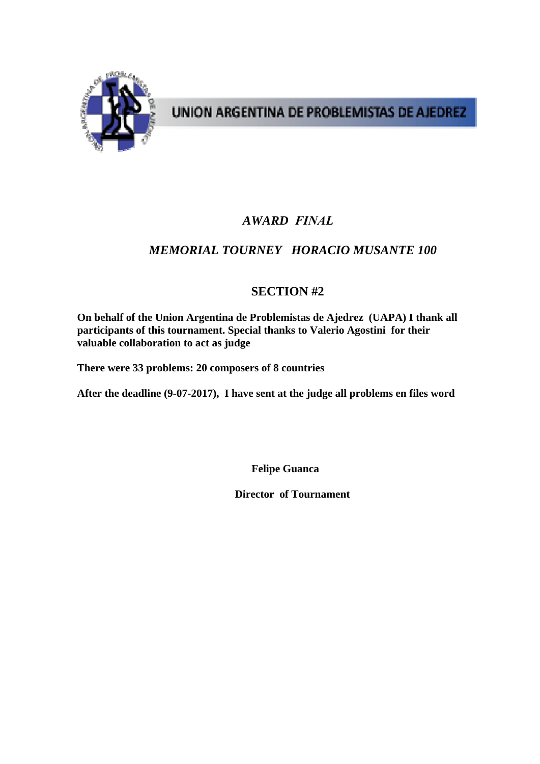UNION ARGENTINA DE PROBLEMISTAS DE AJEDREZ

# *AWARD FINAL*

## *MEMORIAL TOURNEY HORACIO MUSANTE 100*

## SECTION #2

**On behalf of the Union Argentina de Problemistas de Ajedrez (UAPA) I thank all participants of this tournament. Special thanks to Valerio Agostini for their valuable collaboration to act as judge**

**There were 33 problems: 20 composers of 8 countries**

**After the deadline (9-07-2017), I have sent at the judge all problems en files word**

**Felipe Guanca**

**Director of Tournament**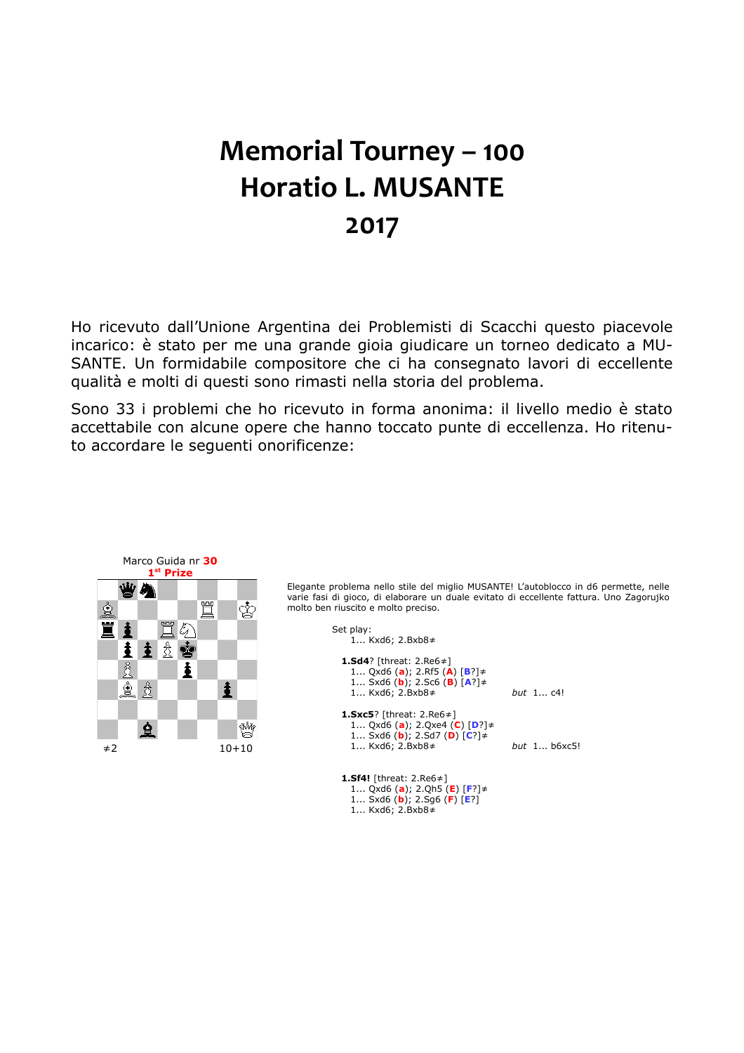# Memorial Tourney – 100 Horatio L. MUSANTE 2017

Ho ricevuto dall'Unione Argentina dei Problemisti di Scacchi questo piacevole incarico: è stato per me una grande gioia giudicare un torneo dedicato a MUSANTE. Un formidabile compositore che ci ha consegnato lavori di eccellente qualità e molti di questi sono rimasti nella storia del problema.

Sono 33 i problemi che ho ricevuto in forma anonima: il livello medio è stato accettabile con alcune opere che hanno toccato punte di eccellenza. Ho ritenuto accordare le seguenti onorificenze:

Marco Guida nr **30**
**1st Prize**

≠2 10+10

Elegante problema nello stile del miglio MUSANTE! L'autoblocco in d6 permette, nelle varie fasi di gioco, di elaborare un duale evitato di eccellente fattura. Uno Zagorujko molto ben riuscito e molto preciso.

Set play:
1... Kxd6; 2.Bxb8≠

**1.Sd4**? [threat: 2.Re6≠]
1... Qxd6 (**a**); 2.Rf5 (**A**) [**B**?]≠
1... Sxd6 (**b**); 2.Sc6 (**B**) [**A**?]≠
1... Kxd6; 2.Bxb8≠ *but* 1... c4!

**1.Sxc5**? [threat: 2.Re6≠]
1... Qxd6 (**a**); 2.Qxe4 (**C**) [**D**?]≠
1... Sxd6 (**b**); 2.Sd7 (**D**) [**C**?]≠
1... Kxd6; 2.Bxb8≠ *but* 1... b6xc5!

**1.Sf4!** [threat: 2.Re6≠]
1... Qxd6 (**a**); 2.Qh5 (**E**) [**F**?]≠
1... Sxd6 (**b**); 2.Sg6 (**F**) [**E**?]
1... Kxd6; 2.Bxb8≠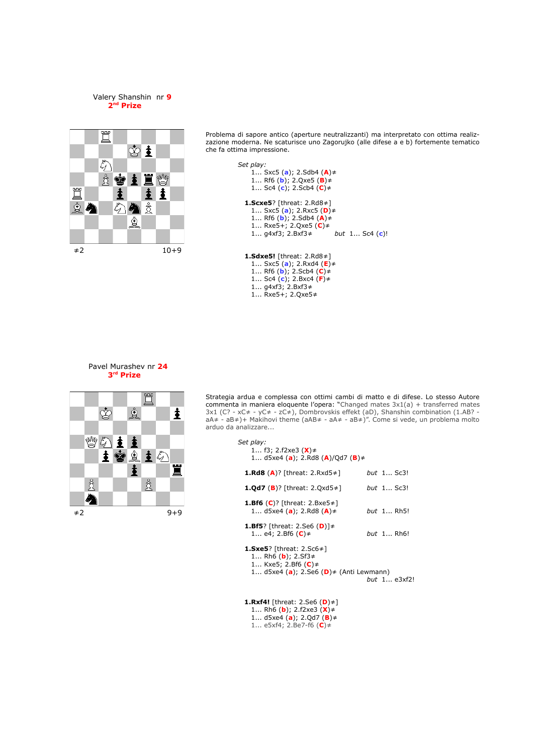Valery Shanshin nr **9**
**2nd Prize**

≠2 10+9

Problema di sapore antico (aperture neutralizzanti) ma interpretato con ottima realizzazione moderna. Ne scaturisce uno Zagorujko (alle difese a e b) fortemente tematico che fa ottima impressione.

*Set play:*
1... Sxc5 (**a**); 2.Sdb4 (**A**)≠
1... Rf6 (**b**); 2.Qxe5 (**B**)≠
1... Sc4 (**c**); 2.Scb4 (**C**)≠

**1.Scxe5**? [threat: 2.Rd8≠]
1... Sxc5 (**a**); 2.Rxc5 (**D**)≠
1... Rf6 (**b**); 2.Sdb4 (**A**)≠
1... Rxe5+; 2.Qxe5 (**C**)≠
1... g4xf3; 2.Bxf3≠ *but* 1... Sc4 (**c**)!

**1.Sdxe5!** [threat: 2.Rd8≠]
1... Sxc5 (**a**); 2.Rxd4 (**E**)≠
1... Rf6 (**b**); 2.Scb4 (**C**)≠
1... Sc4 (**c**); 2.Bxc4 (**F**)≠
1... g4xf3; 2.Bxf3≠
1... Rxe5+; 2.Qxe5≠

Pavel Murashev nr **24**
**3rd Prize**

≠2 9+9

Strategia ardua e complessa con ottimi cambi di matto e di difese. Lo stesso Autore commenta in maniera eloquente l'opera: "Changed mates 3x1(a) + transferred mates 3x1 (C? - xC≠ - yC≠ - zC≠), Dombrovskis effekt (aD), Shanshin combination (1.AB? - aA≠ - aB≠)+ Makihovi theme (aAB≠ - aA≠ - aB≠)". Come si vede, un problema molto arduo da analizzare...

*Set play:*
1... f3; 2.f2xe3 (**X**)≠
1... d5xe4 (**a**); 2.Rd8 (**A**)/Qd7 (**B**)≠

**1.Rd8** (**A**)? [threat: 2.Rxd5≠] *but* 1... Sc3!

**1.Qd7** (**B**)? [threat: 2.Qxd5≠] *but* 1... Sc3!

**1.Bf6** (**C**)? [threat: 2.Bxe5≠]
1... d5xe4 (**a**); 2.Rd8 (**A**)≠ *but* 1... Rh5!

**1.Bf5**? [threat: 2.Se6 (**D**)]≠
1... e4; 2.Bf6 (**C**)≠ *but* 1... Rh6!

**1.Sxe5**? [threat: 2.Sc6≠]
1... Rh6 (**b**); 2.Sf3≠
1... Kxe5; 2.Bf6 (**C**)≠
1... d5xe4 (**a**); 2.Se6 (**D**)≠ (Anti Lewmann)
*but* 1... e3xf2!

**1.Rxf4!** [threat: 2.Se6 (**D**)≠]
1... Rh6 (**b**); 2.f2xe3 (**X**)≠
1... d5xe4 (**a**); 2.Qd7 (**B**)≠
1... e5xf4; 2.Be7-f6 (**C**)≠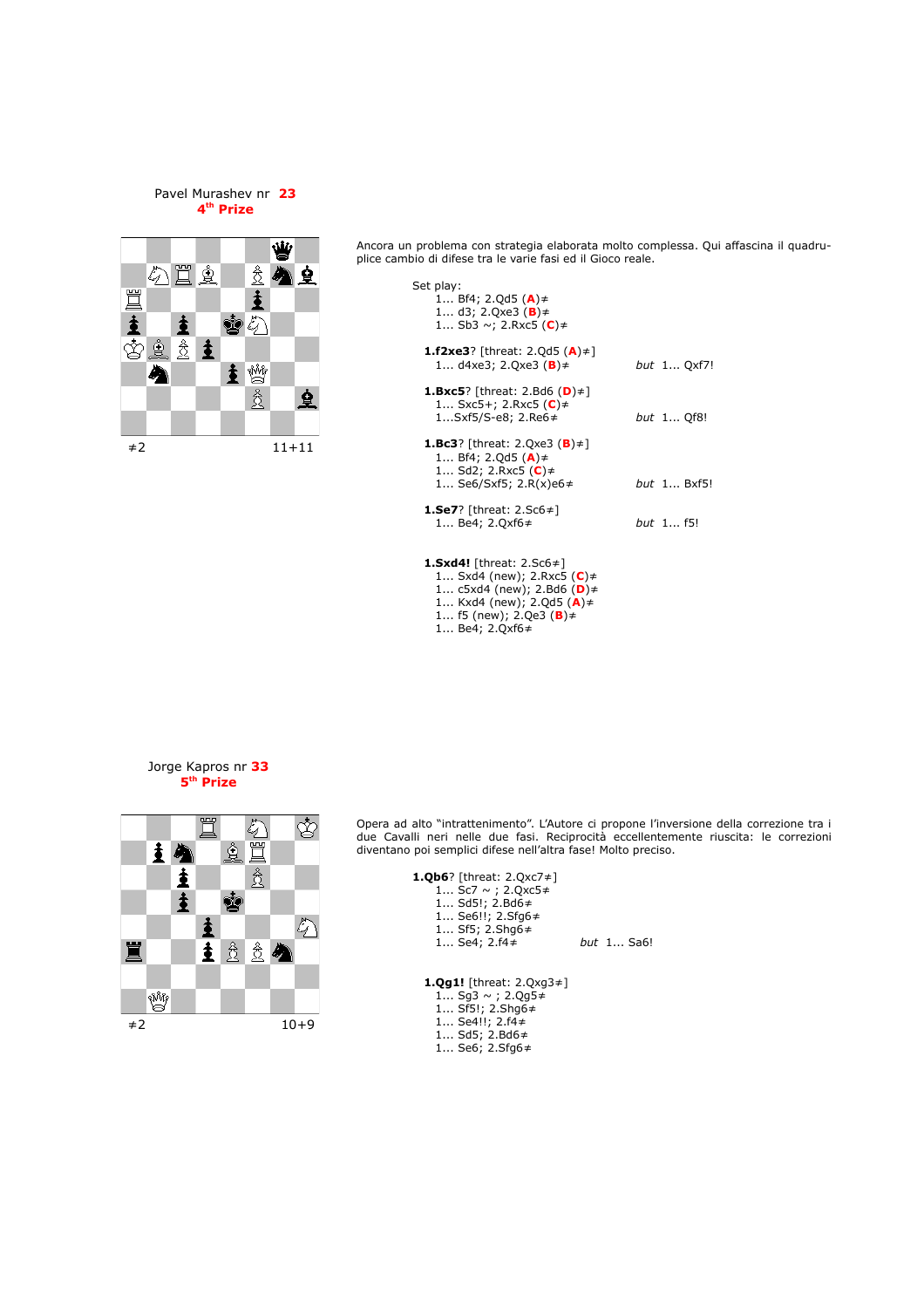Pavel Murashev nr **23**
**4th Prize**

≠2 11+11

Ancora un problema con strategia elaborata molto complessa. Qui affascina il quadruplice cambio di difese tra le varie fasi ed il Gioco reale.

Set play:
1... Bf4; 2.Qd5 (**A**)≠
1... d3; 2.Qxe3 (**B**)≠
1... Sb3 ~; 2.Rxc5 (**C**)≠

**1.f2xe3**? [threat: 2.Qd5 (**A**)≠]
1... d4xe3; 2.Qxe3 (**B**)≠ *but* 1... Qxf7!

**1.Bxc5**? [threat: 2.Bd6 (**D**)≠]
1... Sxc5+; 2.Rxc5 (**C**)≠
1...Sxf5/S-e8; 2.Re6≠ *but* 1... Qf8!

**1.Bc3**? [threat: 2.Qxe3 (**B**)≠]
1... Bf4; 2.Qd5 (**A**)≠
1... Sd2; 2.Rxc5 (**C**)≠
1... Se6/Sxf5; 2.R(x)e6≠ *but* 1... Bxf5!

**1.Se7**? [threat: 2.Sc6≠]
1... Be4; 2.Qxf6≠ *but* 1... f5!

**1.Sxd4!** [threat: 2.Sc6≠]
1... Sxd4 (new); 2.Rxc5 (**C**)≠
1... c5xd4 (new); 2.Bd6 (**D**)≠
1... Kxd4 (new); 2.Qd5 (**A**)≠
1... f5 (new); 2.Qe3 (**B**)≠
1... Be4; 2.Qxf6≠

Jorge Kapros nr **33**
**5th Prize**

≠2 10+9

Opera ad alto "intrattenimento". L'Autore ci propone l'inversione della correzione tra i due Cavalli neri nelle due fasi. Reciprocità eccellentemente riuscita: le correzioni diventano poi semplici difese nell'altra fase! Molto preciso.

**1.Qb6**? [threat: 2.Qxc7≠]
1... Sc7 ~ ; 2.Qxc5≠
1... Sd5!; 2.Bd6≠
1... Se6!!; 2.Sfg6≠
1... Sf5; 2.Shg6≠
1... Se4; 2.f4≠ *but* 1... Sa6!

**1.Qg1!** [threat: 2.Qxg3≠]
1... Sg3 ~ ; 2.Qg5≠
1... Sf5!; 2.Shg6≠
1... Se4!!; 2.f4≠
1... Sd5; 2.Bd6≠
1... Se6; 2.Sfg6≠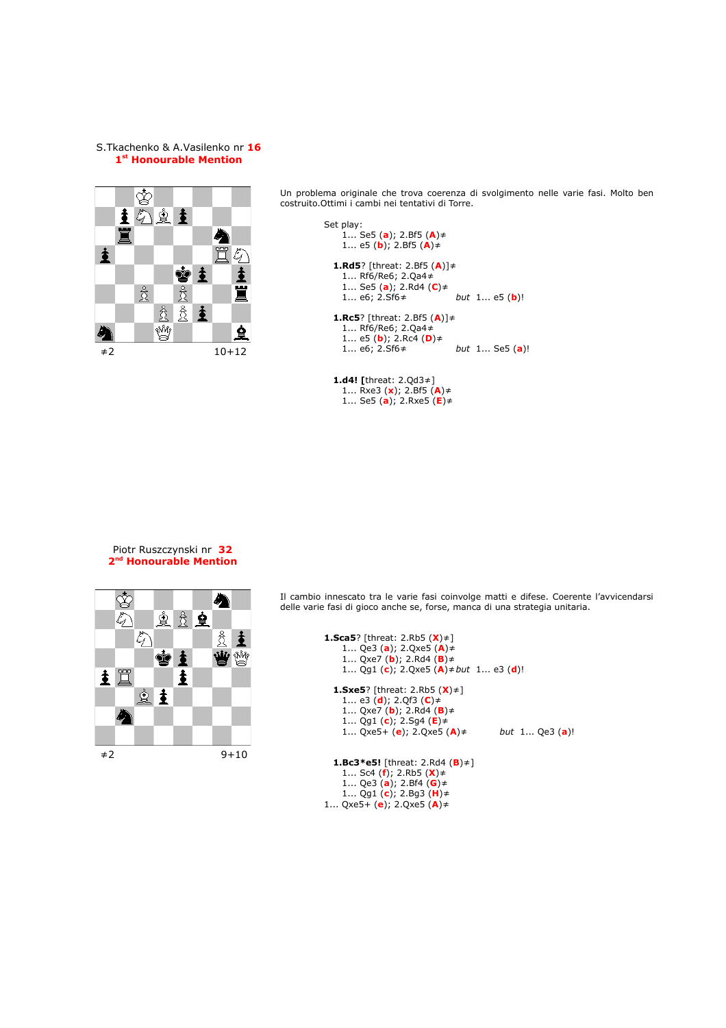S.Tkachenko & A.Vasilenko nr **16**
**1st Honourable Mention**

≠2 10+12

Un problema originale che trova coerenza di svolgimento nelle varie fasi. Molto ben costruito.Ottimi i cambi nei tentativi di Torre.

Set play:
1... Se5 (**a**); 2.Bf5 (**A**)≠
1... e5 (**b**); 2.Bf5 (**A**)≠

**1.Rd5**? [threat: 2.Bf5 (**A**)]≠
1... Rf6/Re6; 2.Qa4≠
1... Se5 (**a**); 2.Rd4 (**C**)≠
1... e6; 2.Sf6≠ *but* 1... e5 (**b**)!

**1.Rc5**? [threat: 2.Bf5 (**A**)]≠
1... Rf6/Re6; 2.Qa4≠
1... e5 (**b**); 2.Rc4 (**D**)≠
1... e6; 2.Sf6≠ *but* 1... Se5 (**a**)!

**1.d4! [**threat: 2.Qd3≠]
1... Rxe3 (**x**); 2.Bf5 (**A**)≠
1... Se5 (**a**); 2.Rxe5 (**E**)≠

Piotr Ruszczynski nr **32**
**2nd Honourable Mention**

≠2 9+10

Il cambio innescato tra le varie fasi coinvolge matti e difese. Coerente l'avvicendarsi delle varie fasi di gioco anche se, forse, manca di una strategia unitaria.

**1.Sca5**? [threat: 2.Rb5 (**X**)≠]
1... Qe3 (**a**); 2.Qxe5 (**A**)≠
1... Qxe7 (**b**); 2.Rd4 (**B**)≠
1... Qg1 (**c**); 2.Qxe5 (**A**)≠ *but* 1... e3 (**d**)!

**1.Sxe5**? [threat: 2.Rb5 (**X**)≠]
1... e3 (**d**); 2.Qf3 (**C**)≠
1... Qxe7 (**b**); 2.Rd4 (**B**)≠
1... Qg1 (**c**); 2.Sg4 (**E**)≠
1... Qxe5+ (**e**); 2.Qxe5 (**A**)≠ *but* 1... Qe3 (**a**)!

**1.Bc3*e5!** [threat: 2.Rd4 (**B**)≠]
1... Sc4 (**f**); 2.Rb5 (**X**)≠
1... Qe3 (**a**); 2.Bf4 (**G**)≠
1... Qg1 (**c**); 2.Bg3 (**H**)≠
1... Qxe5+ (**e**); 2.Qxe5 (**A**)≠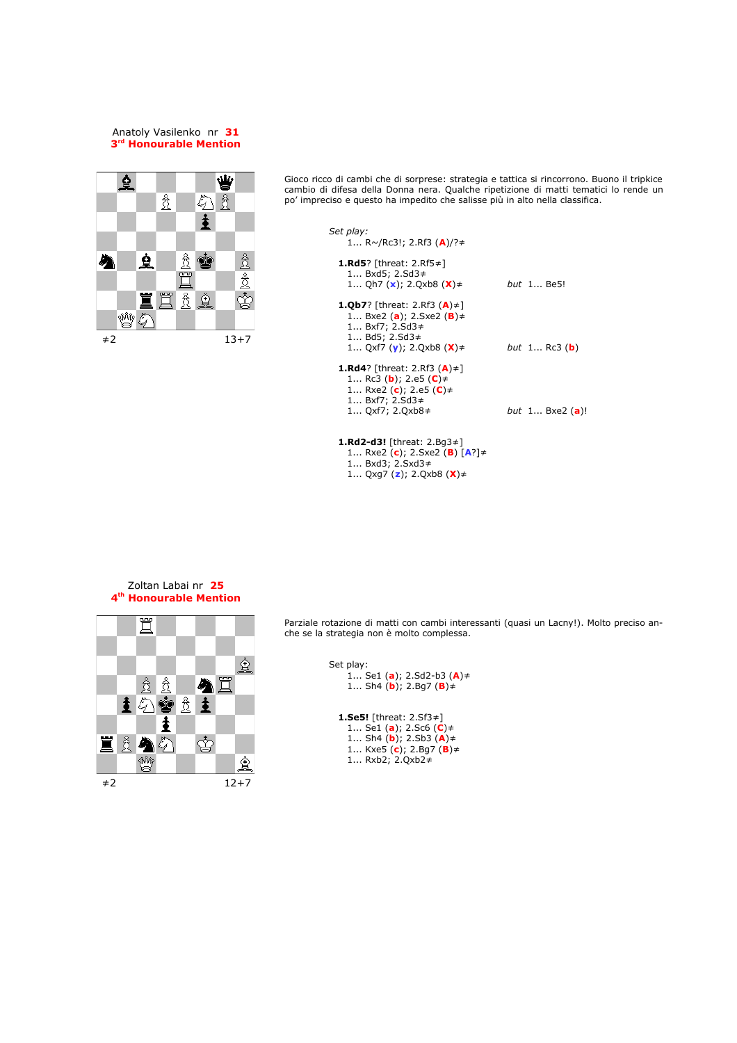Anatoly Vasilenko nr **31**
**3rd Honourable Mention**

≠2 13+7

Gioco ricco di cambi che di sorprese: strategia e tattica si rincorrono. Buono il tripkice cambio di difesa della Donna nera. Qualche ripetizione di matti tematici lo rende un po' impreciso e questo ha impedito che salisse più in alto nella classifica.

*Set play:*
1... R~/Rc3!; 2.Rf3 (**A**)/?≠

**1.Rd5**? [threat: 2.Rf5≠]
1... Bxd5; 2.Sd3≠
1... Qh7 (**x**); 2.Qxb8 (**X**)≠ *but* 1... Be5!

**1.Qb7**? [threat: 2.Rf3 (**A**)≠]
1... Bxe2 (**a**); 2.Sxe2 (**B**)≠
1... Bxf7; 2.Sd3≠
1... Bd5; 2.Sd3≠
1... Qxf7 (**y**); 2.Qxb8 (**X**)≠ *but* 1... Rc3 (**b**)

**1.Rd4**? [threat: 2.Rf3 (**A**)≠]
1... Rc3 (**b**); 2.e5 (**C**)≠
1... Rxe2 (**c**); 2.e5 (**C**)≠
1... Bxf7; 2.Sd3≠
1... Qxf7; 2.Qxb8≠ *but* 1... Bxe2 (**a**)!

**1.Rd2-d3!** [threat: 2.Bg3≠]
1... Rxe2 (**c**); 2.Sxe2 (**B**) [**A**?]≠
1... Bxd3; 2.Sxd3≠
1... Qxg7 (**z**); 2.Qxb8 (**X**)≠

Zoltan Labai nr **25**
**4th Honourable Mention**

≠2 12+7

Parziale rotazione di matti con cambi interessanti (quasi un Lacny!). Molto preciso anche se la strategia non è molto complessa.

Set play:
1... Se1 (**a**); 2.Sd2-b3 (**A**)≠
1... Sh4 (**b**); 2.Bg7 (**B**)≠

**1.Se5!** [threat: 2.Sf3≠]
1... Se1 (**a**); 2.Sc6 (**C**)≠
1... Sh4 (**b**); 2.Sb3 (**A**)≠
1... Kxe5 (**c**); 2.Bg7 (**B**)≠
1... Rxb2; 2.Qxb2≠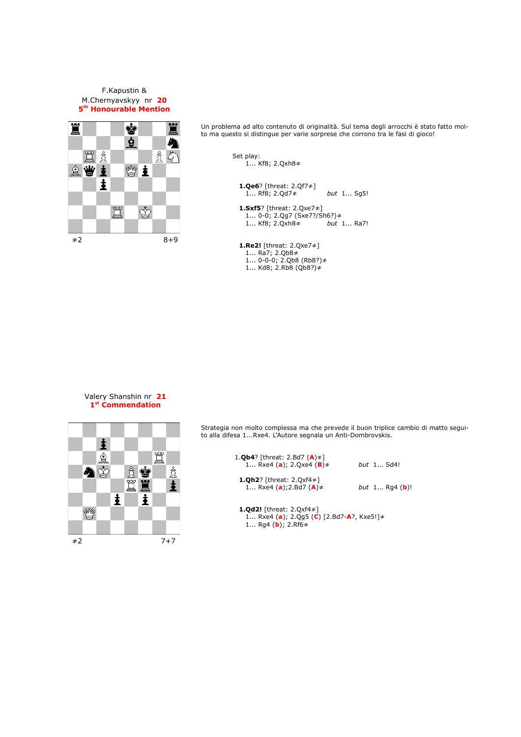F.Kapustin &
M.Chernyavskyy nr **20**
**5th Honourable Mention**

≠2 8+9

Un problema ad alto contenuto di originalità. Sul tema degli arrocchi è stato fatto molto ma questo si distingue per varie sorprese che corrono tra le fasi di gioco!

Set play:
1... Kf8; 2.Qxh8≠

**1.Qe6**? [threat: 2.Qf7≠]
1... Rf8; 2.Qd7≠ *but* 1... Sg5!

**1.Sxf5**? [threat: 2.Qxe7≠]
1... 0-0; 2.Qg7 (Sxe7?/Sh6?)≠
1... Kf8; 2.Qxh8≠ *but* 1... Ra7!

**1.Re2!** [threat: 2.Qxe7≠]
1... Ra7; 2.Qb8≠
1... 0-0-0; 2.Qb8 (Rb8?)≠
1... Kd8; 2.Rb8 (Qb8?)≠

Valery Shanshin nr **21**
**1st Commendation**

≠2 7+7

Strategia non molto complessa ma che prevede il buon triplice cambio di matto seguito alla difesa 1...Rxe4. L'Autore segnala un Anti-Dombrovskis.

1.**Qb4**? [threat: 2.Bd7 (**A**)≠]
1... Rxe4 (**a**); 2.Qxe4 (**B**)≠ *but* 1... Sd4!

**1.Qh2**? [threat: 2.Qxf4≠]
1... Rxe4 (**a**);2.Bd7 (**A**)≠ *but* 1... Rg4 (**b**)!

**1.Qd2!** [threat: 2.Qxf4≠]
1... Rxe4 (**a**); 2.Qg5 (**C**) [2.Bd7-**A**?, Kxe5!]≠
1... Rg4 (**b**); 2.Rf6≠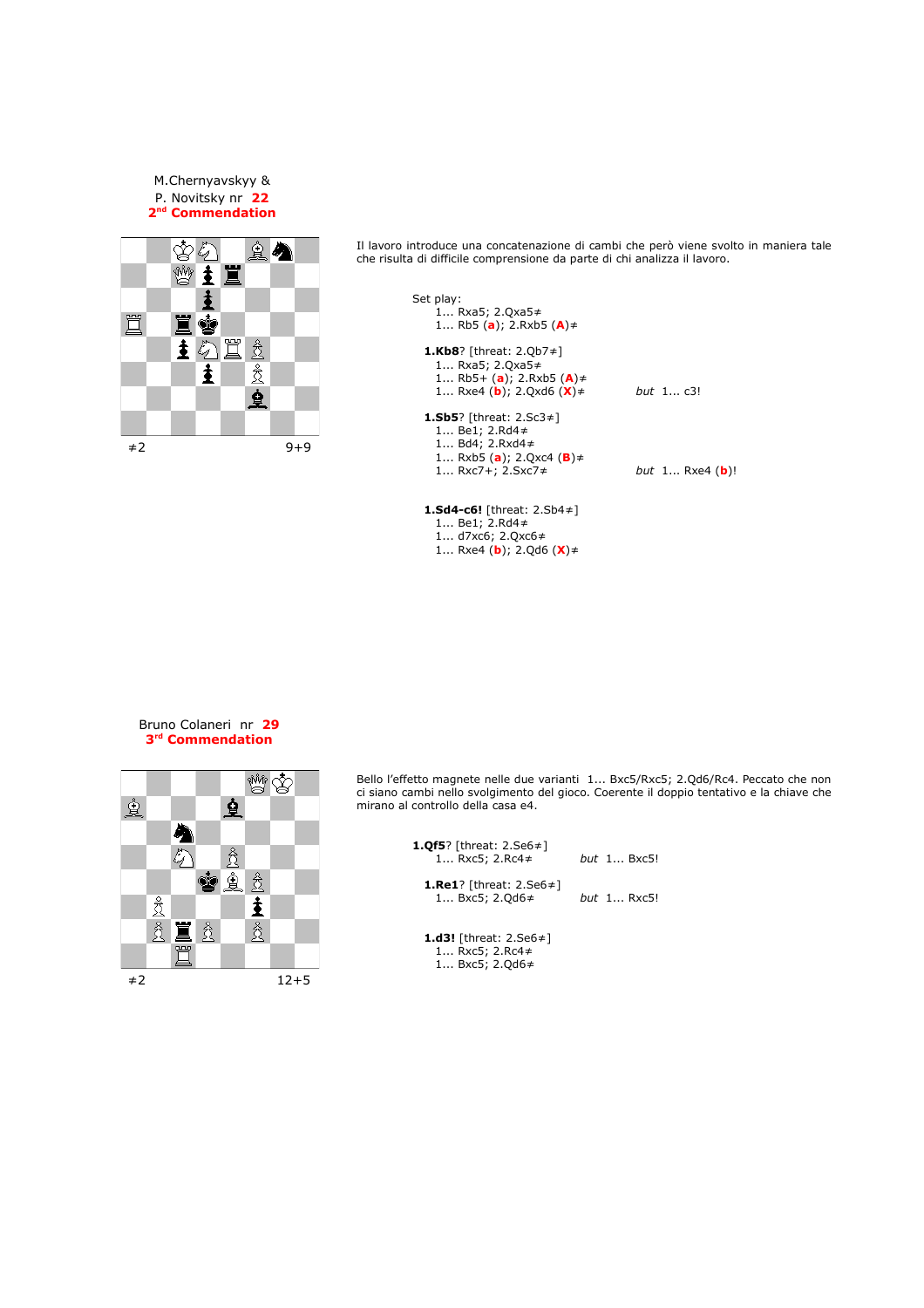M.Chernyavskyy & P. Novitsky nr **22**
**2nd Commendation**

≠2 9+9

Il lavoro introduce una concatenazione di cambi che però viene svolto in maniera tale che risulta di difficile comprensione da parte di chi analizza il lavoro.

Set play:
1... Rxa5; 2.Qxa5≠
1... Rb5 (**a**); 2.Rxb5 (**A**)≠

**1.Kb8**? [threat: 2.Qb7≠]
1... Rxa5; 2.Qxa5≠
1... Rb5+ (**a**); 2.Rxb5 (**A**)≠
1... Rxe4 (**b**); 2.Qxd6 (**X**)≠ *but* 1... c3!

**1.Sb5**? [threat: 2.Sc3≠]
1... Be1; 2.Rd4≠
1... Bd4; 2.Rxd4≠
1... Rxb5 (**a**); 2.Qxc4 (**B**)≠
1... Rxc7+; 2.Sxc7≠ *but* 1... Rxe4 (**b**)!

**1.Sd4-c6!** [threat: 2.Sb4≠]
1... Be1; 2.Rd4≠
1... d7xc6; 2.Qxc6≠
1... Rxe4 (**b**); 2.Qd6 (**X**)≠

Bruno Colaneri nr **29**
**3rd Commendation**

≠2 12+5

Bello l'effetto magnete nelle due varianti 1... Bxc5/Rxc5; 2.Qd6/Rc4. Peccato che non ci siano cambi nello svolgimento del gioco. Coerente il doppio tentativo e la chiave che mirano al controllo della casa e4.

**1.Qf5**? [threat: 2.Se6≠]
1... Rxc5; 2.Rc4≠ *but* 1... Bxc5!

**1.Re1**? [threat: 2.Se6≠]
1... Bxc5; 2.Qd6≠ *but* 1... Rxc5!

**1.d3!** [threat: 2.Se6≠]
1... Rxc5; 2.Rc4≠
1... Bxc5; 2.Qd6≠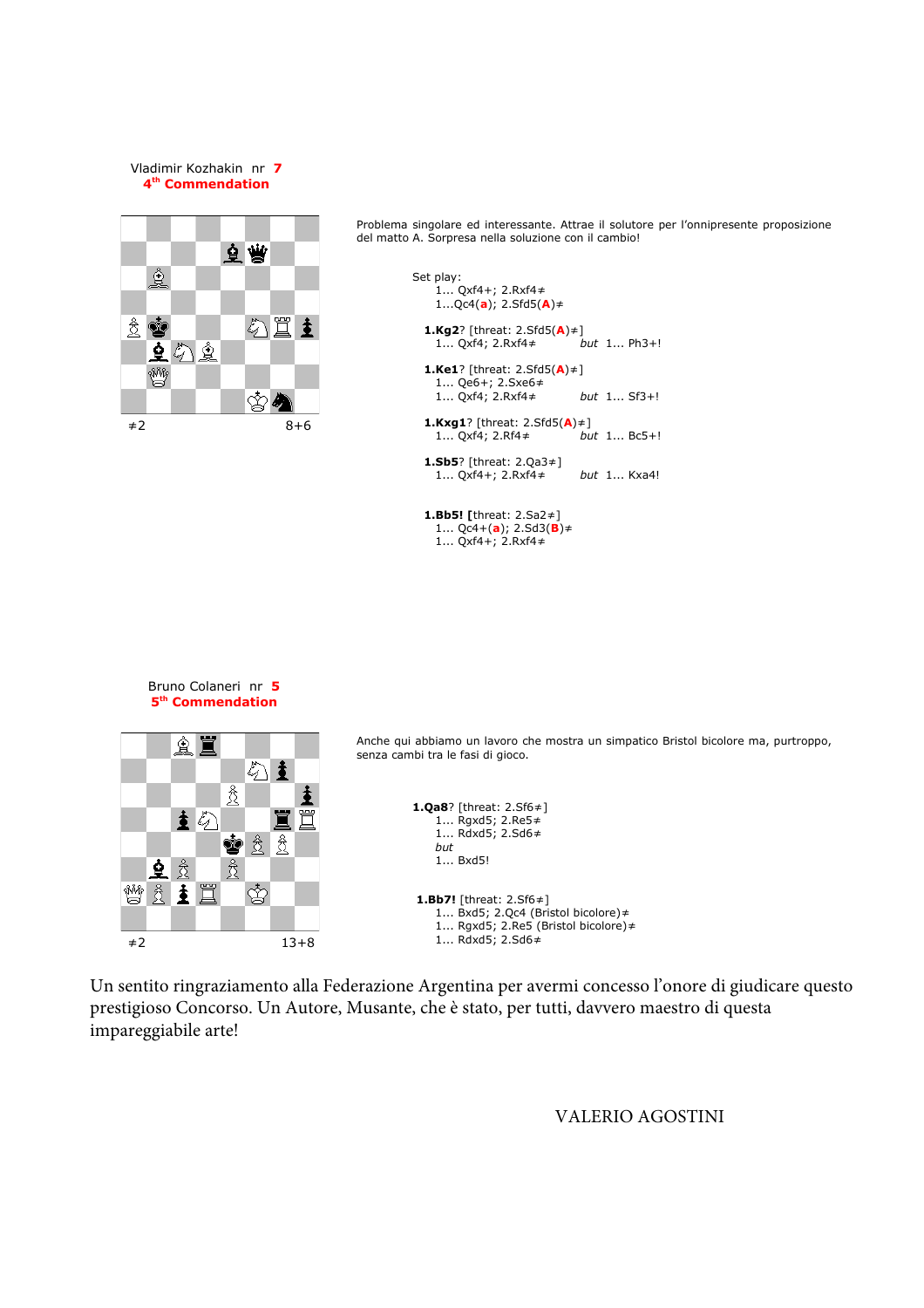Vladimir Kozhakin nr **7**
**4th Commendation**

≠2 8+6

Problema singolare ed interessante. Attrae il solutore per l'onnipresente proposizione del matto A. Sorpresa nella soluzione con il cambio!

Set play:
1... Qxf4+; 2.Rxf4≠
1...Qc4(**a**); 2.Sfd5(**A**)≠

**1.Kg2**? [threat: 2.Sfd5(**A**)≠]
1... Qxf4; 2.Rxf4≠ *but* 1... Ph3+!

**1.Ke1**? [threat: 2.Sfd5(**A**)≠]
1... Qe6+; 2.Sxe6≠
1... Qxf4; 2.Rxf4≠ *but* 1... Sf3+!

**1.Kxg1**? [threat: 2.Sfd5(**A**)≠]
1... Qxf4; 2.Rf4≠ *but* 1... Bc5+!

**1.Sb5**? [threat: 2.Qa3≠]
1... Qxf4+; 2.Rxf4≠ *but* 1... Kxa4!

**1.Bb5! [**threat: 2.Sa2≠]
1... Qc4+(**a**); 2.Sd3(**B**)≠
1... Qxf4+; 2.Rxf4≠

Bruno Colaneri nr **5**
**5th Commendation**

≠2 13+8

Anche qui abbiamo un lavoro che mostra un simpatico Bristol bicolore ma, purtroppo, senza cambi tra le fasi di gioco.

**1.Qa8**? [threat: 2.Sf6≠]
1... Rgxd5; 2.Re5≠
1... Rdxd5; 2.Sd6≠
*but*
1... Bxd5!

**1.Bb7!** [threat: 2.Sf6≠]
1... Bxd5; 2.Qc4 (Bristol bicolore)≠
1... Rgxd5; 2.Re5 (Bristol bicolore)≠
1... Rdxd5; 2.Sd6≠

Un sentito ringraziamento alla Federazione Argentina per avermi concesso l'onore di giudicare questo prestigioso Concorso. Un Autore, Musante, che è stato, per tutti, davvero maestro di questa impareggiabile arte!

VALERIO AGOSTINI